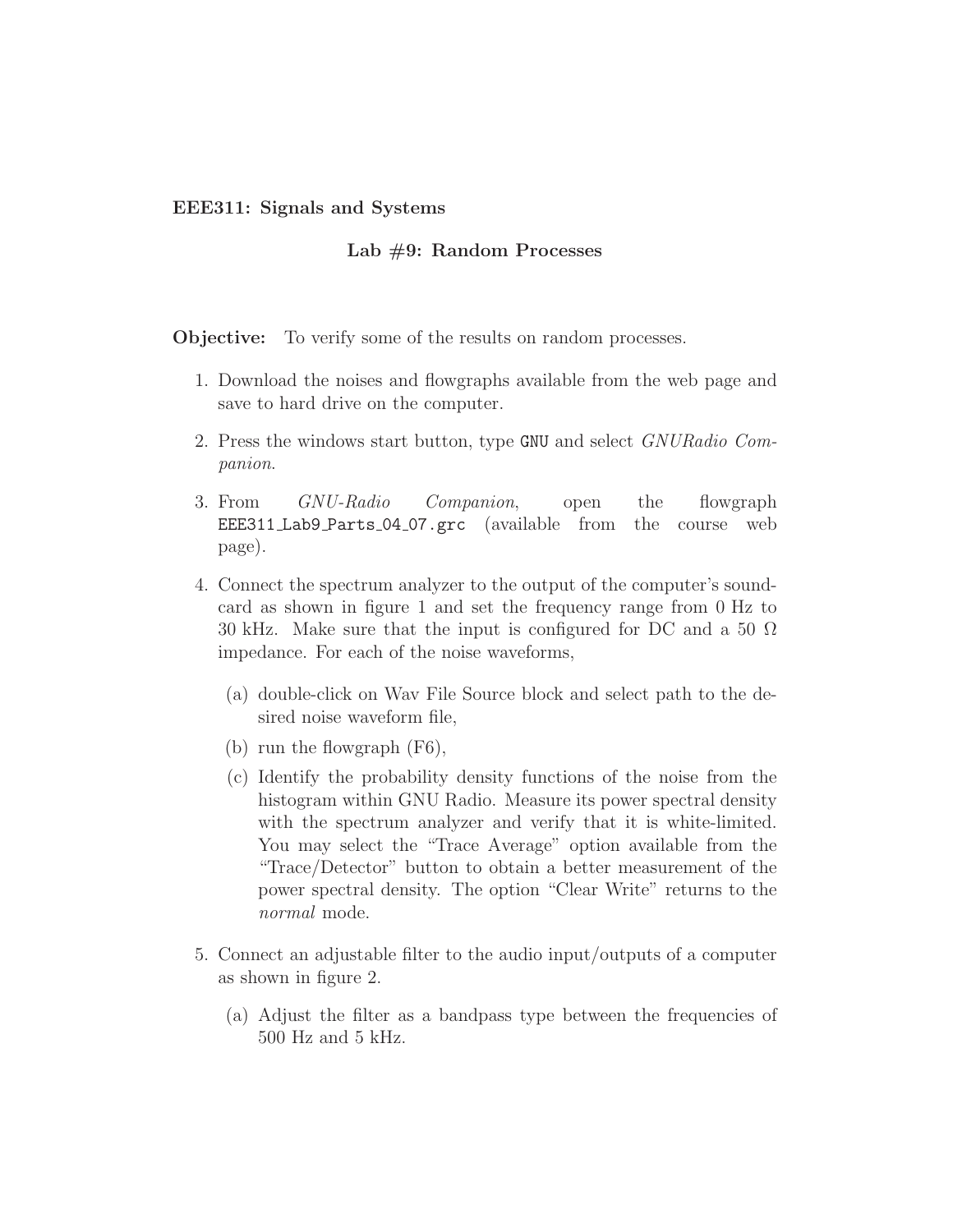**EEE311: Signals and Systems**

## Lab #9: Random Processes

**Objective:** To verify some of the results on random processes.

1. Download the noises and flowgraphs available from the web page and save to hard drive on the computer.
2. Press the windows start button, type `GNU` and select *GNURadio Companion.*
3. From *GNU-Radio Companion*, open the flowgraph `EEE311_Lab9_Parts_04_07.grc` (available from the course web page).
4. Connect the spectrum analyzer to the output of the computer's soundcard as shown in figure 1 and set the frequency range from 0 Hz to 30 kHz. Make sure that the input is configured for DC and a 50 $\Omega$ impedance. For each of the noise waveforms,
   (a) double-click on Wav File Source block and select path to the desired noise waveform file,
   (b) run the flowgraph (F6),
   (c) Identify the probability density functions of the noise from the histogram within GNU Radio. Measure its power spectral density with the spectrum analyzer and verify that it is white-limited. You may select the "Trace Average" option available from the "Trace/Detector" button to obtain a better measurement of the power spectral density. The option "Clear Write" returns to the *normal* mode.
5. Connect an adjustable filter to the audio input/outputs of a computer as shown in figure 2.
   (a) Adjust the filter as a bandpass type between the frequencies of 500 Hz and 5 kHz.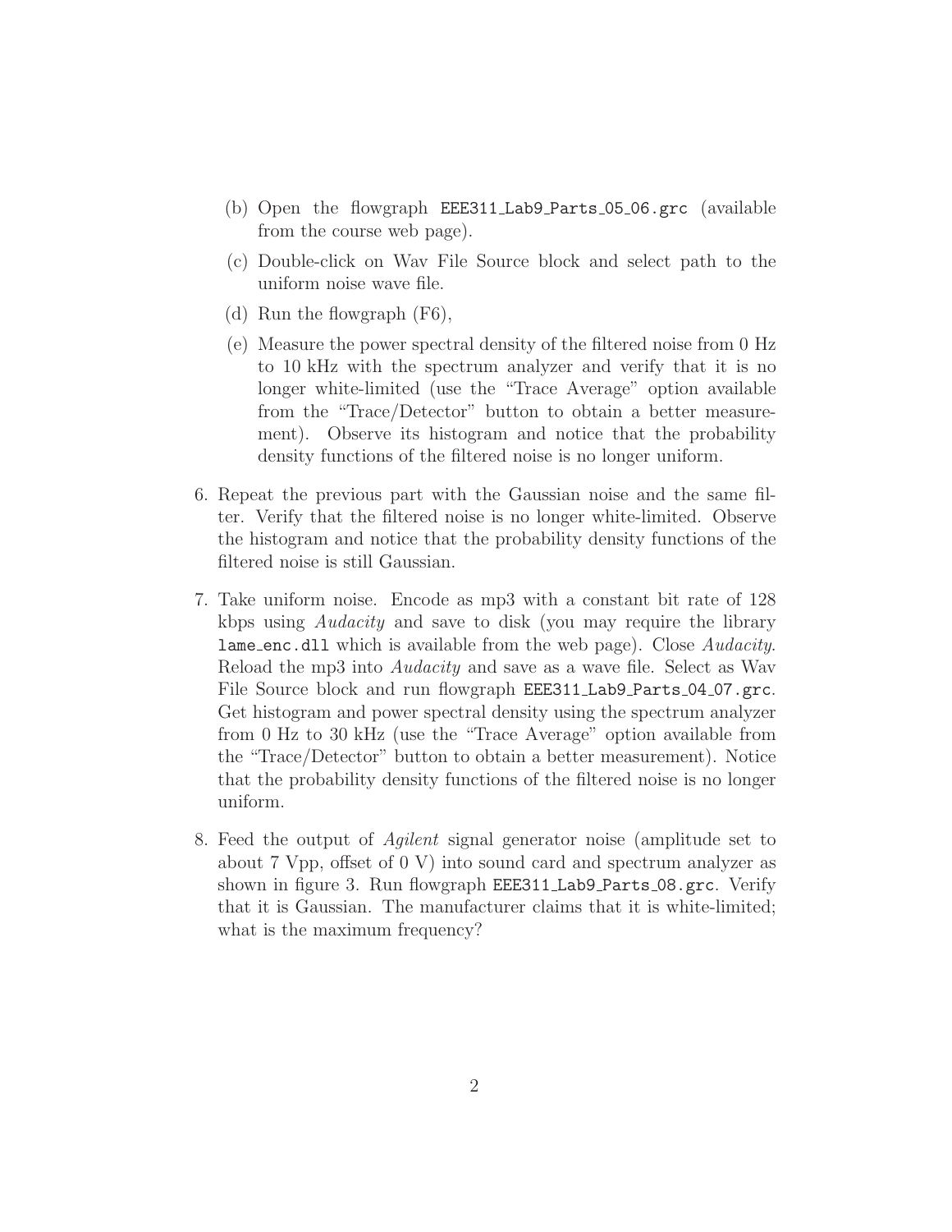(b) Open the flowgraph `EEE311_Lab9_Parts_05_06.grc` (available from the course web page).

(c) Double-click on Wav File Source block and select path to the uniform noise wave file.

(d) Run the flowgraph (F6),

(e) Measure the power spectral density of the filtered noise from 0 Hz to 10 kHz with the spectrum analyzer and verify that it is no longer white-limited (use the "Trace Average" option available from the "Trace/Detector" button to obtain a better measurement). Observe its histogram and notice that the probability density functions of the filtered noise is no longer uniform.

6. Repeat the previous part with the Gaussian noise and the same filter. Verify that the filtered noise is no longer white-limited. Observe the histogram and notice that the probability density functions of the filtered noise is still Gaussian.

7. Take uniform noise. Encode as mp3 with a constant bit rate of 128 kbps using *Audacity* and save to disk (you may require the library `lame_enc.dll` which is available from the web page). Close *Audacity*. Reload the mp3 into *Audacity* and save as a wave file. Select as Wav File Source block and run flowgraph `EEE311_Lab9_Parts_04_07.grc`. Get histogram and power spectral density using the spectrum analyzer from 0 Hz to 30 kHz (use the "Trace Average" option available from the "Trace/Detector" button to obtain a better measurement). Notice that the probability density functions of the filtered noise is no longer uniform.

8. Feed the output of *Agilent* signal generator noise (amplitude set to about 7 Vpp, offset of 0 V) into sound card and spectrum analyzer as shown in figure 3. Run flowgraph `EEE311_Lab9_Parts_08.grc`. Verify that it is Gaussian. The manufacturer claims that it is white-limited; what is the maximum frequency?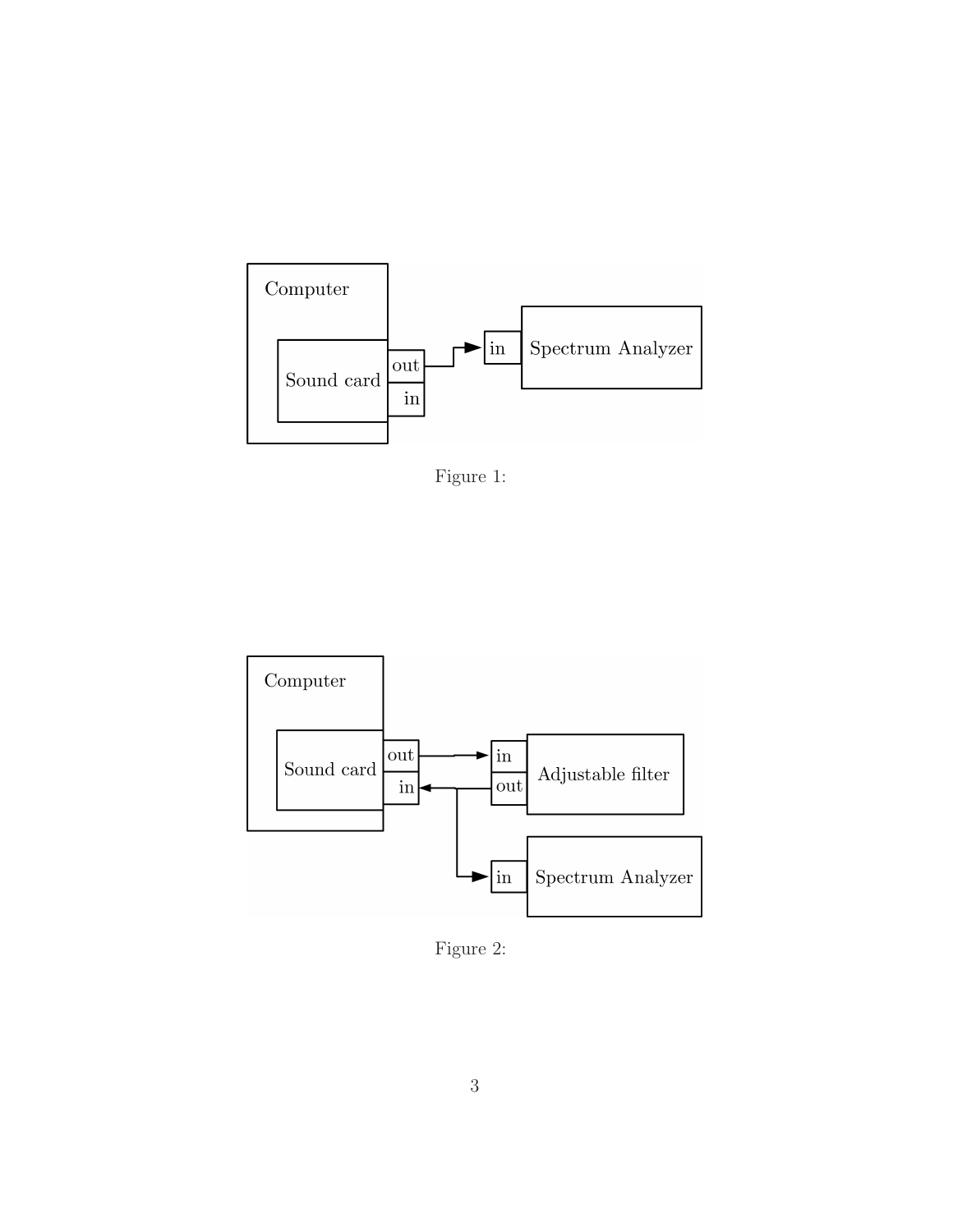Figure 1:

Figure 2: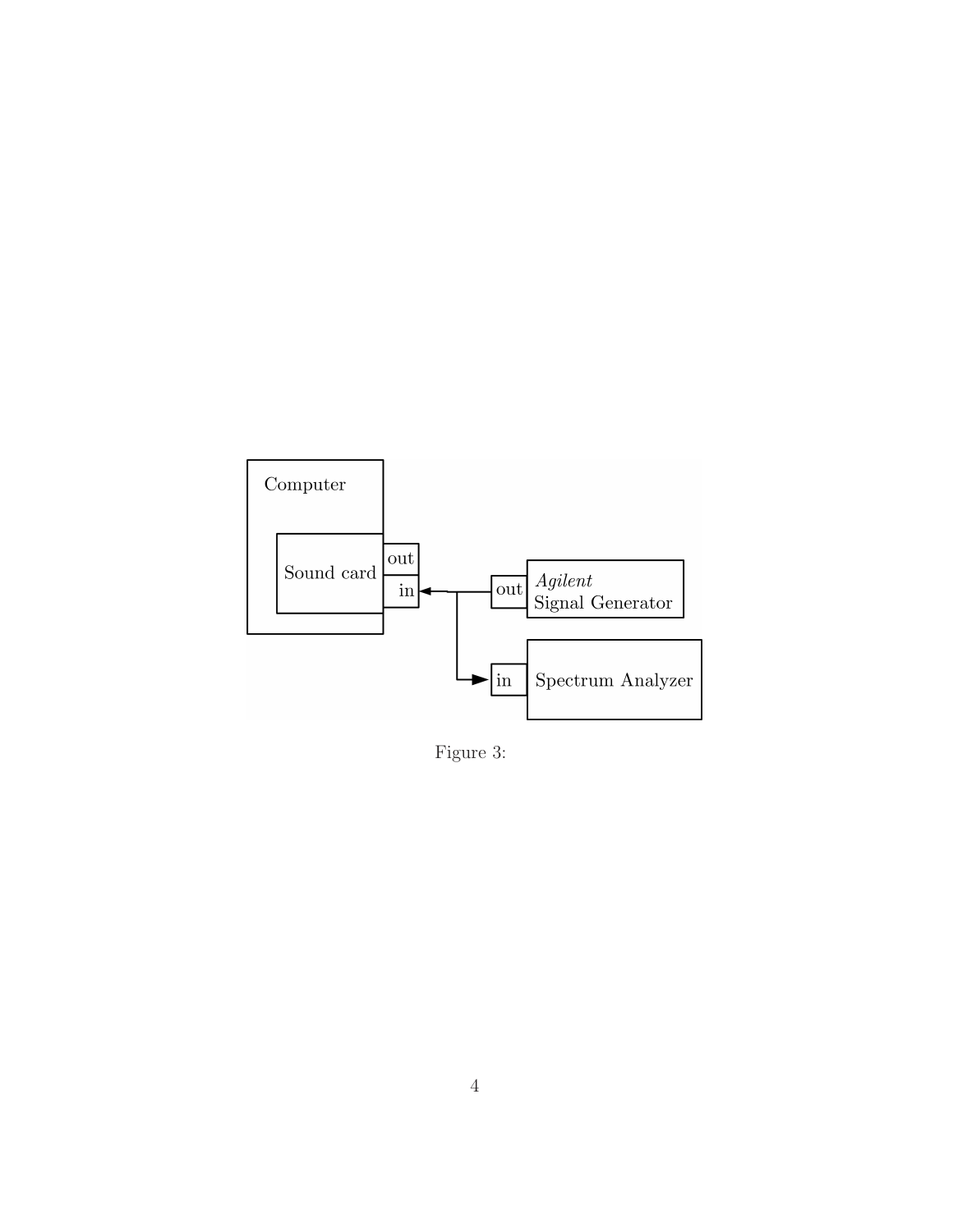Computer

Sound card

out

in

out

*Agilent*
Signal Generator

in

Spectrum Analyzer

Figure 3: